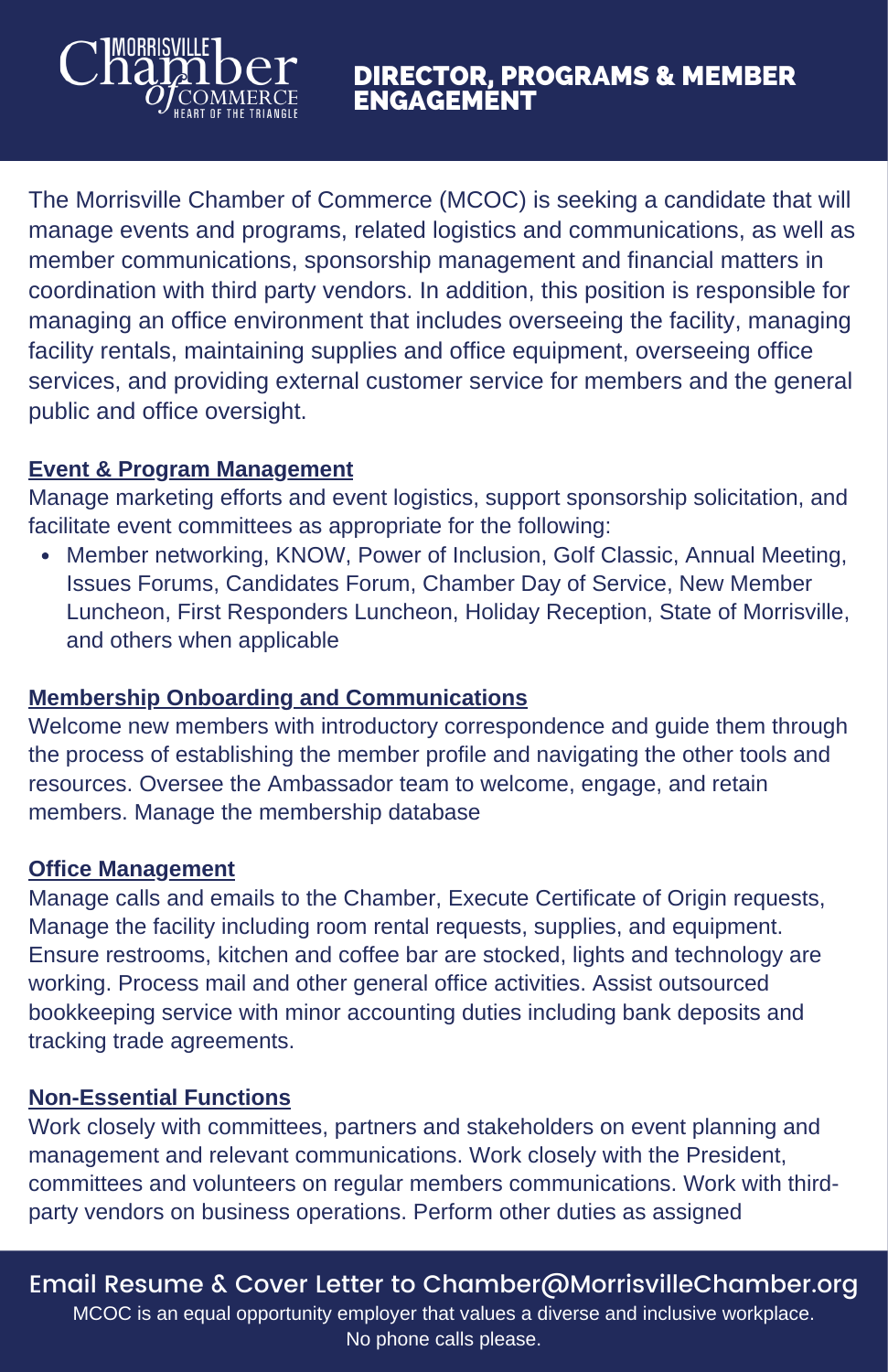Morrisville Chamber of Commerce
HEART OF THE TRIANGLE

# DIRECTOR, PROGRAMS & MEMBER ENGAGEMENT

The Morrisville Chamber of Commerce (MCOC) is seeking a candidate that will manage events and programs, related logistics and communications, as well as member communications, sponsorship management and financial matters in coordination with third party vendors. In addition, this position is responsible for managing an office environment that includes overseeing the facility, managing facility rentals, maintaining supplies and office equipment, overseeing office services, and providing external customer service for members and the general public and office oversight.

## Event & Program Management

Manage marketing efforts and event logistics, support sponsorship solicitation, and facilitate event committees as appropriate for the following:

- Member networking, KNOW, Power of Inclusion, Golf Classic, Annual Meeting, Issues Forums, Candidates Forum, Chamber Day of Service, New Member Luncheon, First Responders Luncheon, Holiday Reception, State of Morrisville, and others when applicable

## Membership Onboarding and Communications

Welcome new members with introductory correspondence and guide them through the process of establishing the member profile and navigating the other tools and resources. Oversee the Ambassador team to welcome, engage, and retain members. Manage the membership database

## Office Management

Manage calls and emails to the Chamber, Execute Certificate of Origin requests, Manage the facility including room rental requests, supplies, and equipment. Ensure restrooms, kitchen and coffee bar are stocked, lights and technology are working. Process mail and other general office activities. Assist outsourced bookkeeping service with minor accounting duties including bank deposits and tracking trade agreements.

## Non-Essential Functions

Work closely with committees, partners and stakeholders on event planning and management and relevant communications. Work closely with the President, committees and volunteers on regular members communications. Work with third-party vendors on business operations. Perform other duties as assigned

Email Resume & Cover Letter to Chamber@MorrisvilleChamber.org

MCOC is an equal opportunity employer that values a diverse and inclusive workplace. No phone calls please.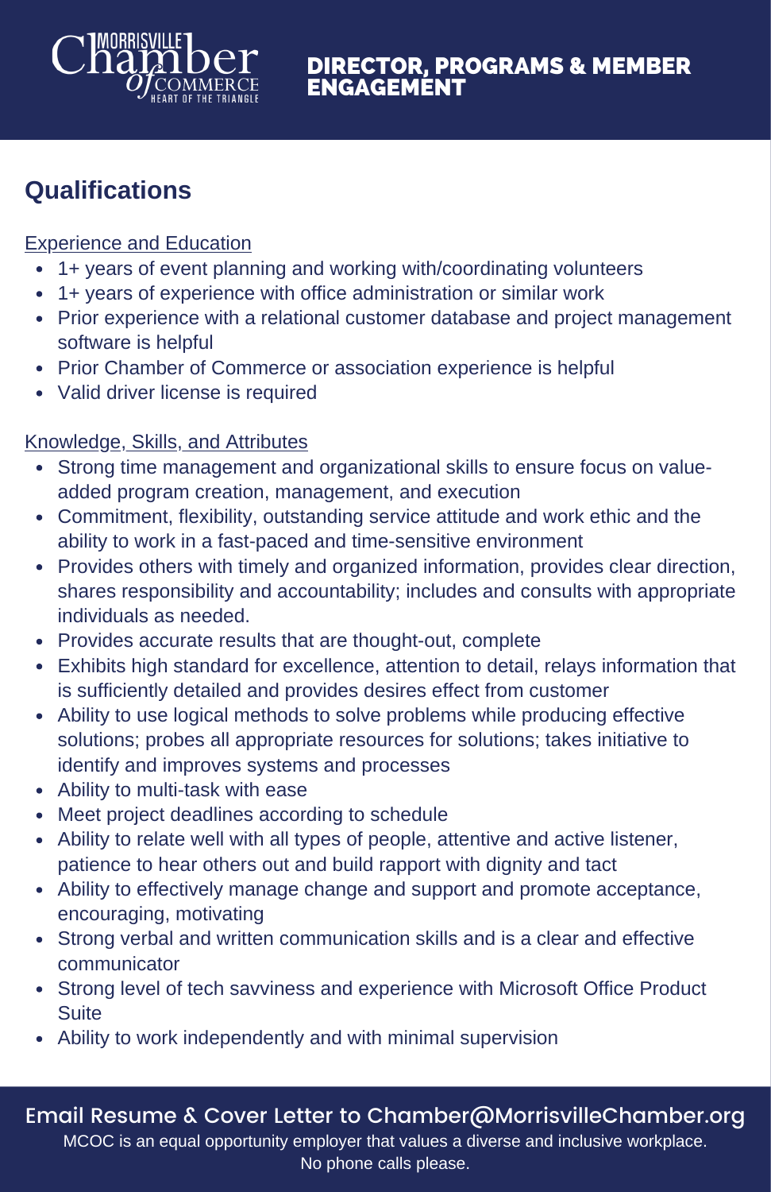Morrisville Chamber of Commerce — Heart of the Triangle

# DIRECTOR, PROGRAMS & MEMBER ENGAGEMENT

## Qualifications

Experience and Education

- 1+ years of event planning and working with/coordinating volunteers
- 1+ years of experience with office administration or similar work
- Prior experience with a relational customer database and project management software is helpful
- Prior Chamber of Commerce or association experience is helpful
- Valid driver license is required

Knowledge, Skills, and Attributes

- Strong time management and organizational skills to ensure focus on value-added program creation, management, and execution
- Commitment, flexibility, outstanding service attitude and work ethic and the ability to work in a fast-paced and time-sensitive environment
- Provides others with timely and organized information, provides clear direction, shares responsibility and accountability; includes and consults with appropriate individuals as needed.
- Provides accurate results that are thought-out, complete
- Exhibits high standard for excellence, attention to detail, relays information that is sufficiently detailed and provides desires effect from customer
- Ability to use logical methods to solve problems while producing effective solutions; probes all appropriate resources for solutions; takes initiative to identify and improves systems and processes
- Ability to multi-task with ease
- Meet project deadlines according to schedule
- Ability to relate well with all types of people, attentive and active listener, patience to hear others out and build rapport with dignity and tact
- Ability to effectively manage change and support and promote acceptance, encouraging, motivating
- Strong verbal and written communication skills and is a clear and effective communicator
- Strong level of tech savviness and experience with Microsoft Office Product Suite
- Ability to work independently and with minimal supervision

Email Resume & Cover Letter to Chamber@MorrisvilleChamber.org

MCOC is an equal opportunity employer that values a diverse and inclusive workplace. No phone calls please.